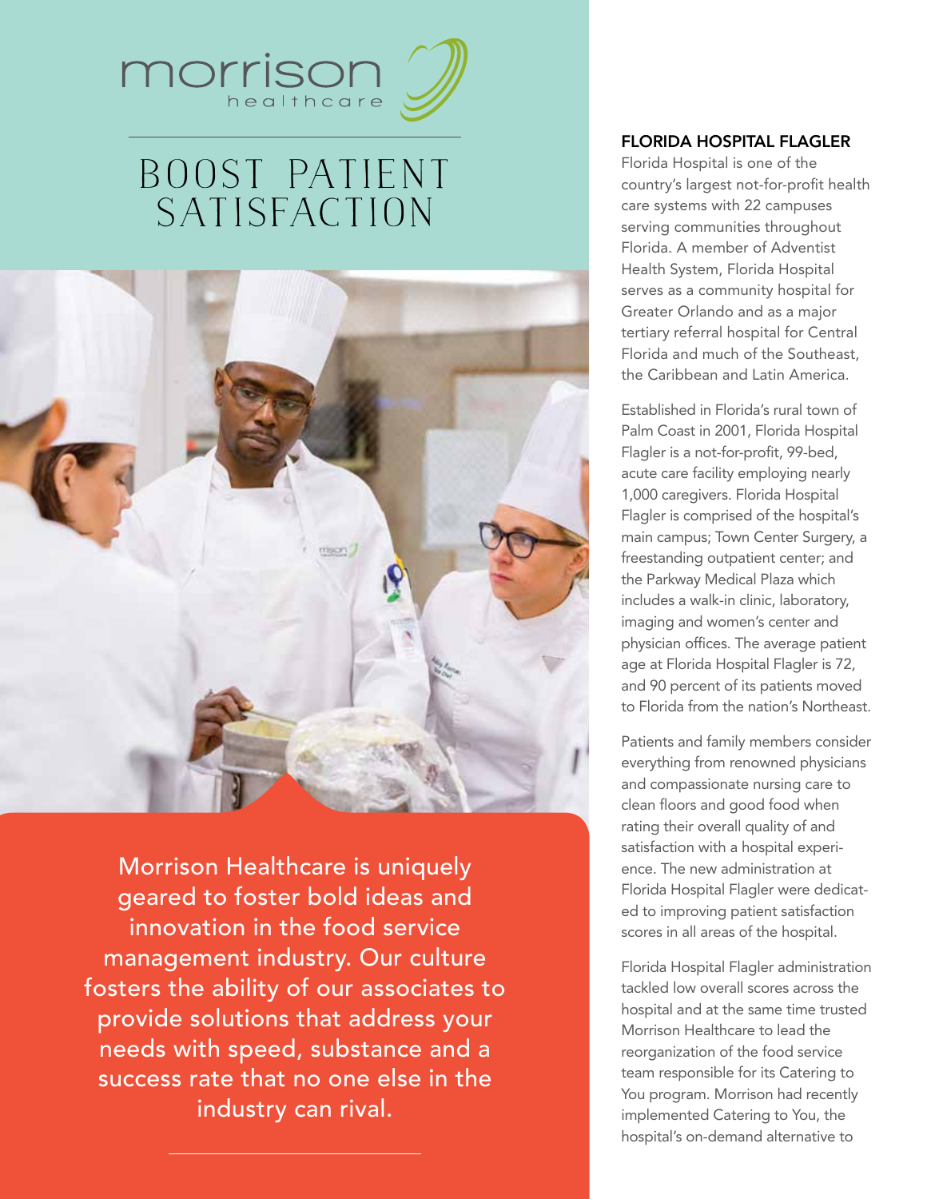morrison healthcare

# BOOST PATIENT SATISFACTION

Morrison Healthcare is uniquely geared to foster bold ideas and innovation in the food service management industry. Our culture fosters the ability of our associates to provide solutions that address your needs with speed, substance and a success rate that no one else in the industry can rival.

## FLORIDA HOSPITAL FLAGLER

Florida Hospital is one of the country's largest not-for-profit health care systems with 22 campuses serving communities throughout Florida. A member of Adventist Health System, Florida Hospital serves as a community hospital for Greater Orlando and as a major tertiary referral hospital for Central Florida and much of the Southeast, the Caribbean and Latin America.

Established in Florida's rural town of Palm Coast in 2001, Florida Hospital Flagler is a not-for-profit, 99-bed, acute care facility employing nearly 1,000 caregivers. Florida Hospital Flagler is comprised of the hospital's main campus; Town Center Surgery, a freestanding outpatient center; and the Parkway Medical Plaza which includes a walk-in clinic, laboratory, imaging and women's center and physician offices. The average patient age at Florida Hospital Flagler is 72, and 90 percent of its patients moved to Florida from the nation's Northeast.

Patients and family members consider everything from renowned physicians and compassionate nursing care to clean floors and good food when rating their overall quality of and satisfaction with a hospital experience. The new administration at Florida Hospital Flagler were dedicated to improving patient satisfaction scores in all areas of the hospital.

Florida Hospital Flagler administration tackled low overall scores across the hospital and at the same time trusted Morrison Healthcare to lead the reorganization of the food service team responsible for its Catering to You program. Morrison had recently implemented Catering to You, the hospital's on-demand alternative to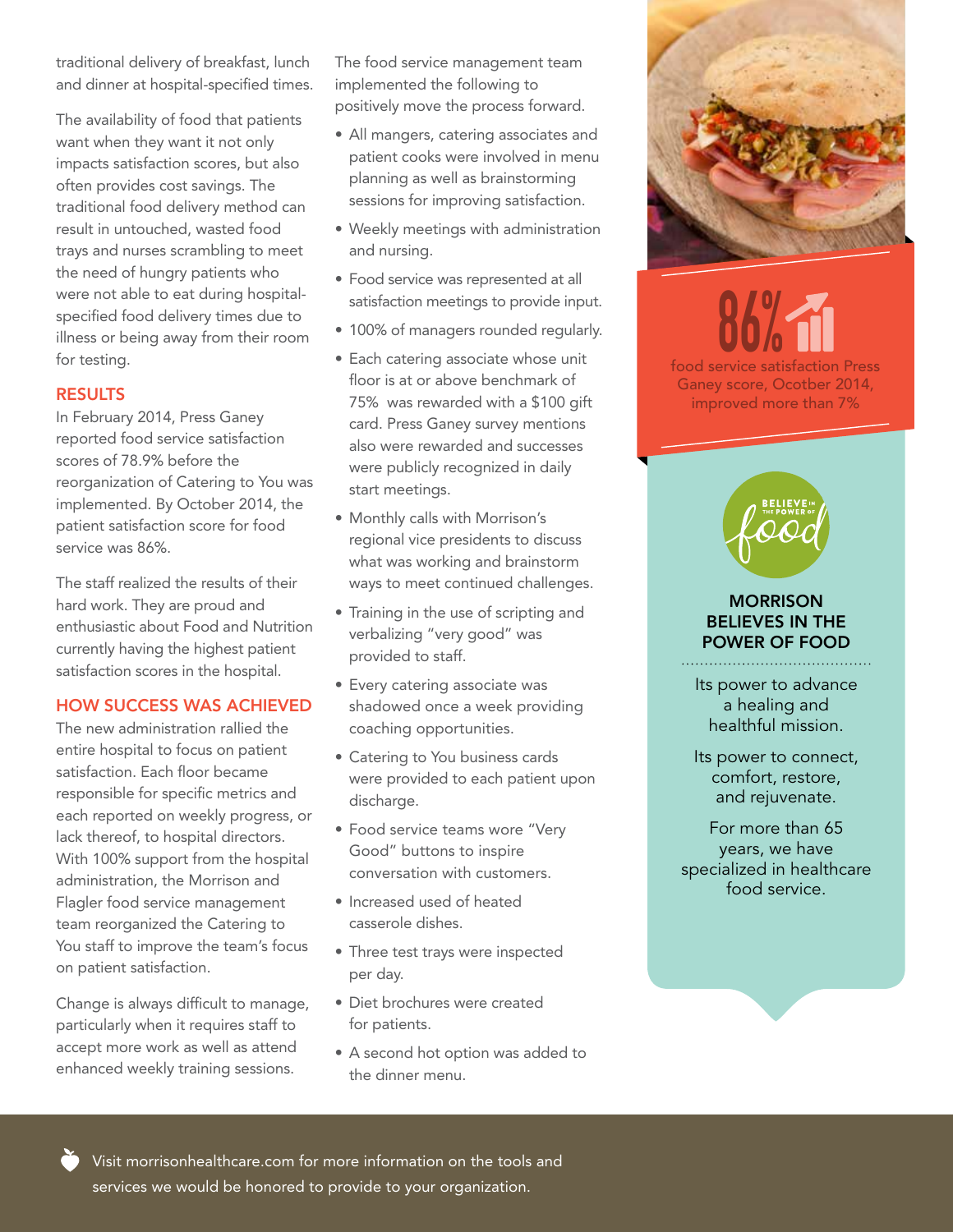traditional delivery of breakfast, lunch and dinner at hospital-specified times.

The availability of food that patients want when they want it not only impacts satisfaction scores, but also often provides cost savings. The traditional food delivery method can result in untouched, wasted food trays and nurses scrambling to meet the need of hungry patients who were not able to eat during hospital-specified food delivery times due to illness or being away from their room for testing.

## RESULTS

In February 2014, Press Ganey reported food service satisfaction scores of 78.9% before the reorganization of Catering to You was implemented. By October 2014, the patient satisfaction score for food service was 86%.

The staff realized the results of their hard work. They are proud and enthusiastic about Food and Nutrition currently having the highest patient satisfaction scores in the hospital.

## HOW SUCCESS WAS ACHIEVED

The new administration rallied the entire hospital to focus on patient satisfaction. Each floor became responsible for specific metrics and each reported on weekly progress, or lack thereof, to hospital directors. With 100% support from the hospital administration, the Morrison and Flagler food service management team reorganized the Catering to You staff to improve the team's focus on patient satisfaction.

Change is always difficult to manage, particularly when it requires staff to accept more work as well as attend enhanced weekly training sessions.

The food service management team implemented the following to positively move the process forward.

- All mangers, catering associates and patient cooks were involved in menu planning as well as brainstorming sessions for improving satisfaction.
- Weekly meetings with administration and nursing.
- Food service was represented at all satisfaction meetings to provide input.
- 100% of managers rounded regularly.
- Each catering associate whose unit floor is at or above benchmark of 75% was rewarded with a $100 gift card. Press Ganey survey mentions also were rewarded and successes were publicly recognized in daily start meetings.
- Monthly calls with Morrison's regional vice presidents to discuss what was working and brainstorm ways to meet continued challenges.
- Training in the use of scripting and verbalizing "very good" was provided to staff.
- Every catering associate was shadowed once a week providing coaching opportunities.
- Catering to You business cards were provided to each patient upon discharge.
- Food service teams wore "Very Good" buttons to inspire conversation with customers.
- Increased used of heated casserole dishes.
- Three test trays were inspected per day.
- Diet brochures were created for patients.
- A second hot option was added to the dinner menu.

**86%**

food service satisfaction Press Ganey score, Ocotber 2014, improved more than 7%

BELIEVE IN THE POWER OF food

**MORRISON BELIEVES IN THE POWER OF FOOD**

Its power to advance a healing and healthful mission.

Its power to connect, comfort, restore, and rejuvenate.

For more than 65 years, we have specialized in healthcare food service.

Visit morrisonhealthcare.com for more information on the tools and services we would be honored to provide to your organization.